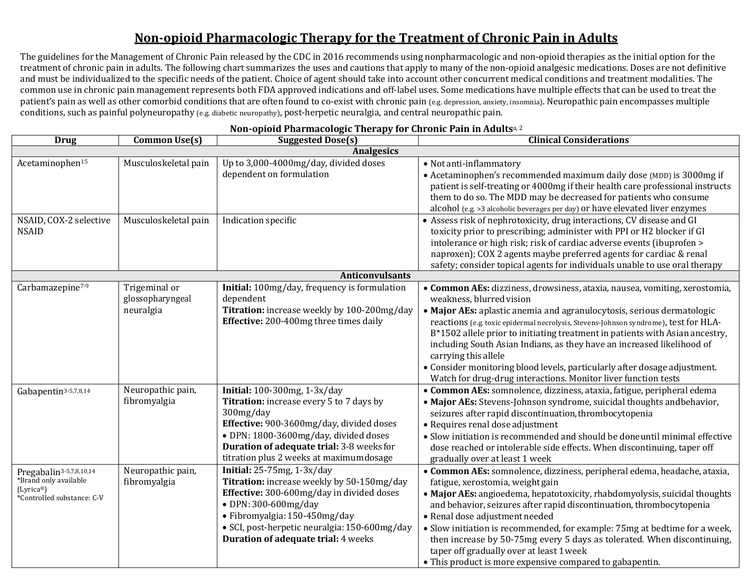# Non-opioid Pharmacologic Therapy for the Treatment of Chronic Pain in Adults

The guidelines for the Management of Chronic Pain released by the CDC in 2016 recommends using nonpharmacologic and non-opioid therapies as the initial option for the treatment of chronic pain in adults. The following chart summarizes the uses and cautions that apply to many of the non-opioid analgesic medications. Doses are not definitive and must be individualized to the specific needs of the patient. Choice of agent should take into account other concurrent medical conditions and treatment modalities. The common use in chronic pain management represents both FDA approved indications and off-label uses. Some medications have multiple effects that can be used to treat the patient's pain as well as other comorbid conditions that are often found to co-exist with chronic pain (e.g. depression, anxiety, insomnia). Neuropathic pain encompasses multiple conditions, such as painful polyneuropathy (e.g. diabetic neuropathy), post-herpetic neuralgia, and central neuropathic pain.

**Non-opioid Pharmacologic Therapy for Chronic Pain in Adults**[a, 2]

| Drug | Common Use(s) | Suggested Dose(s) | Clinical Considerations |
|---|---|---|---|
| **Analgesics** | | | |
| Acetaminophen[15] | Musculoskeletal pain | Up to 3,000-4000mg/day, divided doses dependent on formulation | • Not anti-inflammatory<br>• Acetaminophen's recommended maximum daily dose (MDD) is 3000mg if patient is self-treating or 4000mg if their health care professional instructs them to do so. The MDD may be decreased for patients who consume alcohol (e.g. >3 alcoholic beverages per day) or have elevated liver enzymes |
| NSAID, COX-2 selective NSAID | Musculoskeletal pain | Indication specific | • Assess risk of nephrotoxicity, drug interactions, CV disease and GI toxicity prior to prescribing; administer with PPI or H2 blocker if GI intolerance or high risk; risk of cardiac adverse events (ibuprofen > naproxen); COX 2 agents maybe preferred agents for cardiac & renal safety; consider topical agents for individuals unable to use oral therapy |
| **Anticonvulsants** | | | |
| Carbamazepine[7-9] | Trigeminal or glossopharyngeal neuralgia | **Initial:** 100mg/day, frequency is formulation dependent<br>**Titration:** increase weekly by 100-200mg/day<br>**Effective:** 200-400mg three times daily | • **Common AEs:** dizziness, drowsiness, ataxia, nausea, vomiting, xerostomia, weakness, blurred vision<br>• **Major AEs:** aplastic anemia and agranulocytosis, serious dermatologic reactions (e.g. toxic epidermal necrolysis, Stevens-Johnson syndrome), test for HLA-B*1502 allele prior to initiating treatment in patients with Asian ancestry, including South Asian Indians, as they have an increased likelihood of carrying this allele<br>• Consider monitoring blood levels, particularly after dosage adjustment. Watch for drug-drug interactions. Monitor liver function tests |
| Gabapentin[3-5,7,8,14] | Neuropathic pain, fibromyalgia | **Initial:** 100-300mg, 1-3x/day<br>**Titration:** increase every 5 to 7 days by 300mg/day<br>**Effective:** 900-3600mg/day, divided doses<br>• DPN: 1800-3600mg/day, divided doses<br>**Duration of adequate trial:** 3-8 weeks for titration plus 2 weeks at maximum dosage | • **Common AEs:** somnolence, dizziness, ataxia, fatigue, peripheral edema<br>• **Major AEs:** Stevens-Johnson syndrome, suicidal thoughts and behavior, seizures after rapid discontinuation, thrombocytopenia<br>• Requires renal dose adjustment<br>• Slow initiation is recommended and should be done until minimal effective dose reached or intolerable side effects. When discontinuing, taper off gradually over at least 1 week |
| Pregabalin[3-5,7,8,10,14]<br>*Brand only available (Lyrica®)<br>*Controlled substance: C-V | Neuropathic pain, fibromyalgia | **Initial:** 25-75mg, 1-3x/day<br>**Titration:** increase weekly by 50-150mg/day<br>**Effective:** 300-600mg/day in divided doses<br>• DPN: 300-600mg/day<br>• Fibromyalgia: 150-450mg/day<br>• SCI, post-herpetic neuralgia: 150-600mg/day<br>**Duration of adequate trial:** 4 weeks | • **Common AEs:** somnolence, dizziness, peripheral edema, headache, ataxia, fatigue, xerostomia, weight gain<br>• **Major AEs:** angioedema, hepatotoxicity, rhabdomyolysis, suicidal thoughts and behavior, seizures after rapid discontinuation, thrombocytopenia<br>• Renal dose adjustment needed<br>• Slow initiation is recommended, for example: 75mg at bedtime for a week, then increase by 50-75mg every 5 days as tolerated. When discontinuing, taper off gradually over at least 1 week<br>• This product is more expensive compared to gabapentin. |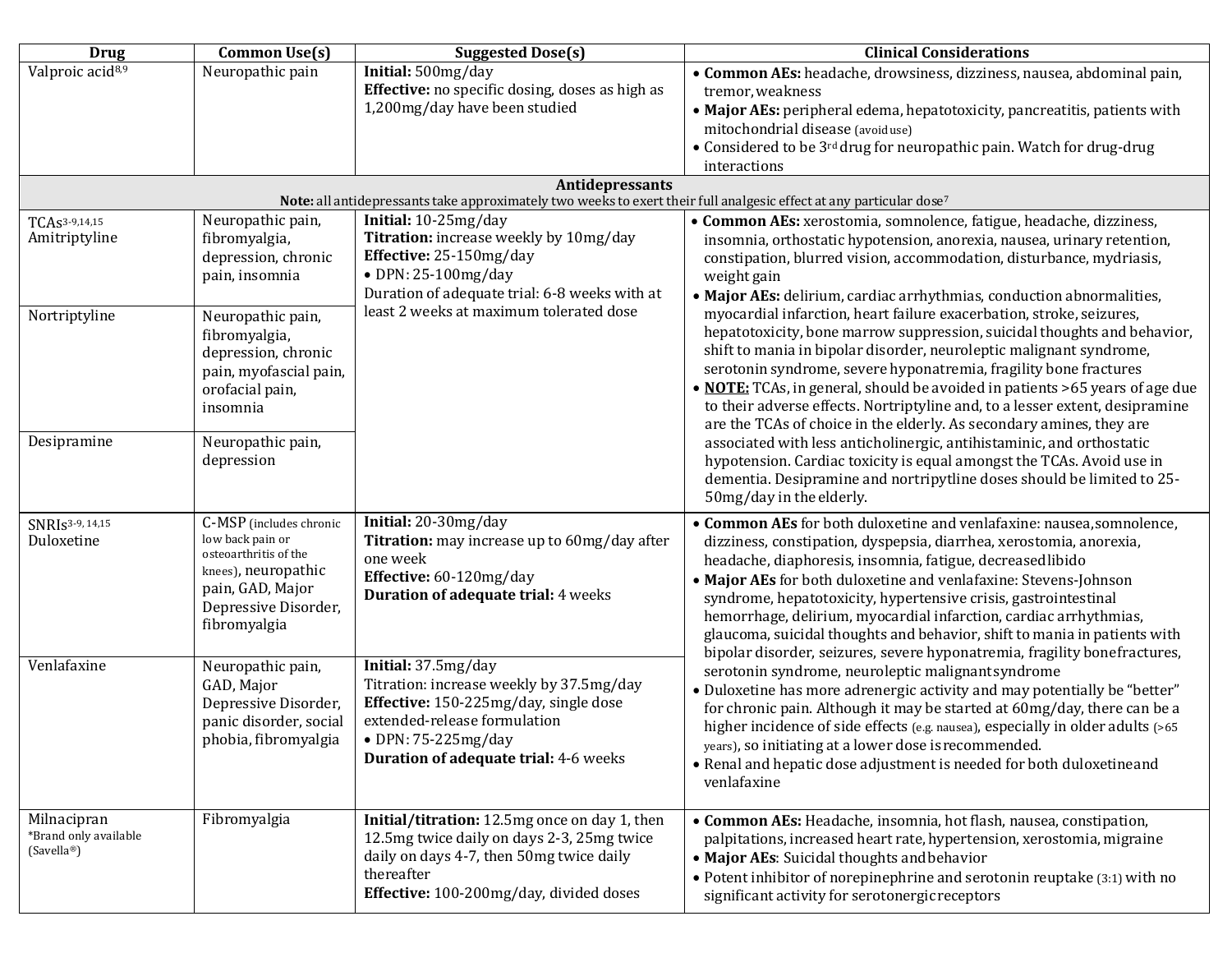| Drug | Common Use(s) | Suggested Dose(s) | Clinical Considerations |
|---|---|---|---|
| Valproic acid[8,9] | Neuropathic pain | **Initial:** 500mg/day<br>**Effective:** no specific dosing, doses as high as 1,200mg/day have been studied | • **Common AEs:** headache, drowsiness, dizziness, nausea, abdominal pain, tremor, weakness<br>• **Major AEs:** peripheral edema, hepatotoxicity, pancreatitis, patients with mitochondrial disease (avoid use)<br>• Considered to be 3rd drug for neuropathic pain. Watch for drug-drug interactions |
| **Antidepressants**<br>**Note:** all antidepressants take approximately two weeks to exert their full analgesic effect at any particular dose[7] | | | |
| TCAs[3-9,14,15]<br>Amitriptyline | Neuropathic pain, fibromyalgia, depression, chronic pain, insomnia | **Initial:** 10-25mg/day<br>**Titration:** increase weekly by 10mg/day<br>**Effective:** 25-150mg/day<br>• DPN: 25-100mg/day<br>Duration of adequate trial: 6-8 weeks with at least 2 weeks at maximum tolerated dose | • **Common AEs:** xerostomia, somnolence, fatigue, headache, dizziness, insomnia, orthostatic hypotension, anorexia, nausea, urinary retention, constipation, blurred vision, accommodation, disturbance, mydriasis, weight gain<br>• **Major AEs:** delirium, cardiac arrhythmias, conduction abnormalities, myocardial infarction, heart failure exacerbation, stroke, seizures, hepatotoxicity, bone marrow suppression, suicidal thoughts and behavior, shift to mania in bipolar disorder, neuroleptic malignant syndrome, serotonin syndrome, severe hyponatremia, fragility bone fractures<br>• **NOTE:** TCAs, in general, should be avoided in patients >65 years of age due to their adverse effects. Nortriptyline and, to a lesser extent, desipramine are the TCAs of choice in the elderly. As secondary amines, they are associated with less anticholinergic, antihistaminic, and orthostatic hypotension. Cardiac toxicity is equal amongst the TCAs. Avoid use in dementia. Desipramine and nortripytline doses should be limited to 25-50mg/day in the elderly. |
| Nortriptyline | Neuropathic pain, fibromyalgia, depression, chronic pain, myofascial pain, orofacial pain, insomnia | | |
| Desipramine | Neuropathic pain, depression | | |
| SNRIs[3-9,14,15]<br>Duloxetine | C-MSP (includes chronic low back pain or osteoarthritis of the knees), neuropathic pain, GAD, Major Depressive Disorder, fibromyalgia | **Initial:** 20-30mg/day<br>**Titration:** may increase up to 60mg/day after one week<br>**Effective:** 60-120mg/day<br>**Duration of adequate trial:** 4 weeks | • **Common AEs** for both duloxetine and venlafaxine: nausea, somnolence, dizziness, constipation, dyspepsia, diarrhea, xerostomia, anorexia, headache, diaphoresis, insomnia, fatigue, decreased libido<br>• **Major AEs** for both duloxetine and venlafaxine: Stevens-Johnson syndrome, hepatotoxicity, hypertensive crisis, gastrointestinal hemorrhage, delirium, myocardial infarction, cardiac arrhythmias, glaucoma, suicidal thoughts and behavior, shift to mania in patients with bipolar disorder, seizures, severe hyponatremia, fragility bone fractures, serotonin syndrome, neuroleptic malignant syndrome<br>• Duloxetine has more adrenergic activity and may potentially be "better" for chronic pain. Although it may be started at 60mg/day, there can be a higher incidence of side effects (e.g. nausea), especially in older adults (>65 years), so initiating at a lower dose is recommended.<br>• Renal and hepatic dose adjustment is needed for both duloxetine and venlafaxine |
| Venlafaxine | Neuropathic pain, GAD, Major Depressive Disorder, panic disorder, social phobia, fibromyalgia | **Initial:** 37.5mg/day<br>Titration: increase weekly by 37.5mg/day<br>**Effective:** 150-225mg/day, single dose extended-release formulation<br>• DPN: 75-225mg/day<br>**Duration of adequate trial:** 4-6 weeks | |
| Milnacipran<br>*Brand only available (Savella®) | Fibromyalgia | **Initial/titration:** 12.5mg once on day 1, then 12.5mg twice daily on days 2-3, 25mg twice daily on days 4-7, then 50mg twice daily thereafter<br>**Effective:** 100-200mg/day, divided doses | • **Common AEs:** Headache, insomnia, hot flash, nausea, constipation, palpitations, increased heart rate, hypertension, xerostomia, migraine<br>• **Major AEs**: Suicidal thoughts and behavior<br>• Potent inhibitor of norepinephrine and serotonin reuptake (3:1) with no significant activity for serotonergic receptors |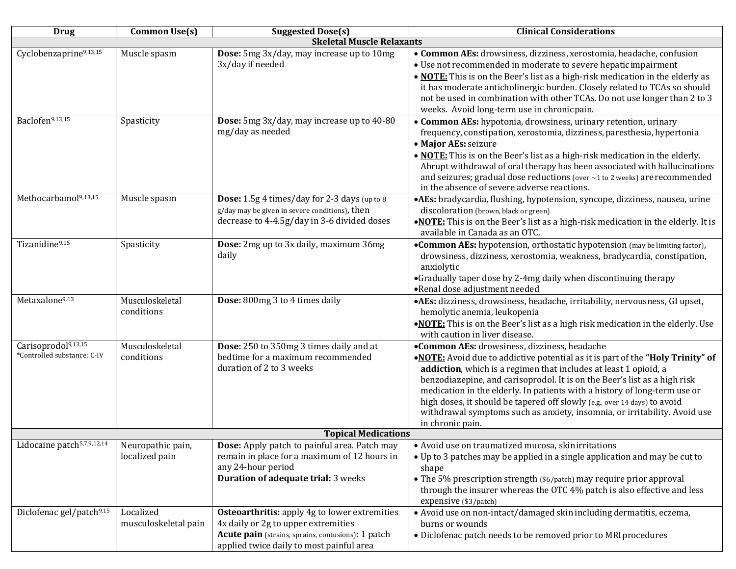| Drug | Common Use(s) | Suggested Dose(s) | Clinical Considerations |
|---|---|---|---|
| **Skeletal Muscle Relaxants** | | | |
| Cyclobenzaprine[9,13,15] | Muscle spasm | **Dose:** 5mg 3x/day, may increase up to 10mg 3x/day if needed | • **Common AEs:** drowsiness, dizziness, xerostomia, headache, confusion<br>• Use not recommended in moderate to severe hepatic impairment<br>• **NOTE:** This is on the Beer's list as a high-risk medication in the elderly as it has moderate anticholinergic burden. Closely related to TCAs so should not be used in combination with other TCAs. Do not use longer than 2 to 3 weeks. Avoid long-term use in chronic pain. |
| Baclofen[9,13,15] | Spasticity | **Dose:** 5mg 3x/day, may increase up to 40-80 mg/day as needed | • **Common AEs:** hypotonia, drowsiness, urinary retention, urinary frequency, constipation, xerostomia, dizziness, paresthesia, hypertonia<br>• **Major AEs:** seizure<br>• **NOTE:** This is on the Beer's list as a high-risk medication in the elderly. Abrupt withdrawal of oral therapy has been associated with hallucinations and seizures; gradual dose reductions (over ~1 to 2 weeks) are recommended in the absence of severe adverse reactions. |
| Methocarbamol[9,13,15] | Muscle spasm | **Dose:** 1.5g 4 times/day for 2-3 days (up to 8 g/day may be given in severe conditions), then decrease to 4-4.5g/day in 3-6 divided doses | • **AEs:** bradycardia, flushing, hypotension, syncope, dizziness, nausea, urine discoloration (brown, black or green)<br>• **NOTE:** This is on the Beer's list as a high-risk medication in the elderly. It is available in Canada as an OTC. |
| Tizanidine[9,15] | Spasticity | **Dose:** 2mg up to 3x daily, maximum 36mg daily | • **Common AEs:** hypotension, orthostatic hypotension (may be limiting factor), drowsiness, dizziness, xerostomia, weakness, bradycardia, constipation, anxiolytic<br>• Gradually taper dose by 2-4mg daily when discontinuing therapy<br>• Renal dose adjustment needed |
| Metaxalone[9.13] | Musculoskeletal conditions | **Dose:** 800mg 3 to 4 times daily | • **AEs:** dizziness, drowsiness, headache, irritability, nervousness, GI upset, hemolytic anemia, leukopenia<br>• **NOTE:** This is on the Beer's list as a high risk medication in the elderly. Use with caution in liver disease. |
| Carisoprodol[9,13,15]<br>*Controlled substance: C-IV | Musculoskeletal conditions | **Dose:** 250 to 350mg 3 times daily and at bedtime for a maximum recommended duration of 2 to 3 weeks | • **Common AEs:** drowsiness, dizziness, headache<br>• **NOTE:** Avoid due to addictive potential as it is part of the **"Holy Trinity" of addiction**, which is a regimen that includes at least 1 opioid, a benzodiazepine, and carisoprodol. It is on the Beer's list as a high risk medication in the elderly. In patients with a history of long-term use or high doses, it should be tapered off slowly (e.g., over 14 days) to avoid withdrawal symptoms such as anxiety, insomnia, or irritability. Avoid use in chronic pain. |
| **Topical Medications** | | | |
| Lidocaine patch[5,7,9,12,14] | Neuropathic pain, localized pain | **Dose:** Apply patch to painful area. Patch may remain in place for a maximum of 12 hours in any 24-hour period<br>**Duration of adequate trial:** 3 weeks | • Avoid use on traumatized mucosa, skin irritations<br>• Up to 3 patches may be applied in a single application and may be cut to shape<br>• The 5% prescription strength ($6/patch) may require prior approval through the insurer whereas the OTC 4% patch is also effective and less expensive ($3/patch) |
| Diclofenac gel/patch[9,15] | Localized musculoskeletal pain | **Osteoarthritis:** apply 4g to lower extremities 4x daily or 2g to upper extremities<br>**Acute pain** (strains, sprains, contusions): 1 patch applied twice daily to most painful area | • Avoid use on non-intact/damaged skin including dermatitis, eczema, burns or wounds<br>• Diclofenac patch needs to be removed prior to MRI procedures |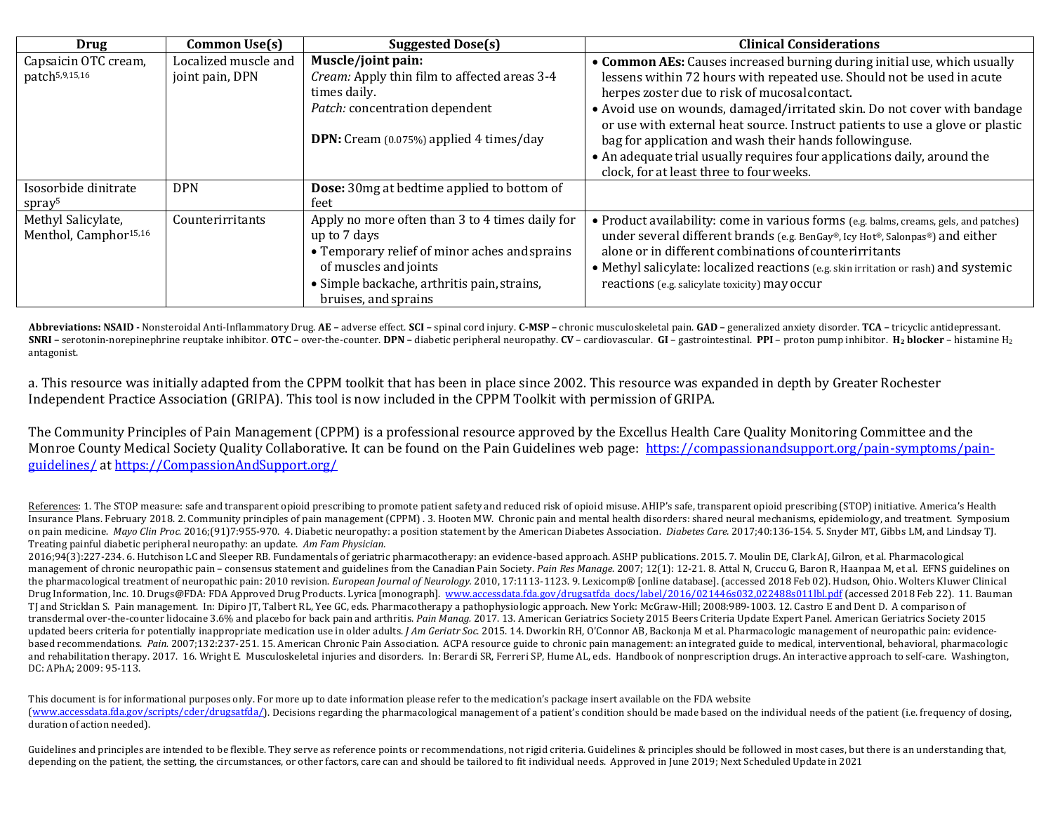| Drug | Common Use(s) | Suggested Dose(s) | Clinical Considerations |
| --- | --- | --- | --- |
| Capsaicin OTC cream, patch[5,9,15,16] | Localized muscle and joint pain, DPN | **Muscle/joint pain:**<br>*Cream:* Apply thin film to affected areas 3-4 times daily.<br>*Patch:* concentration dependent<br><br>**DPN:** Cream (0.075%) applied 4 times/day | • **Common AEs:** Causes increased burning during initial use, which usually lessens within 72 hours with repeated use. Should not be used in acute herpes zoster due to risk of mucosalcontact.<br>• Avoid use on wounds, damaged/irritated skin. Do not cover with bandage or use with external heat source. Instruct patients to use a glove or plastic bag for application and wash their hands followinguse.<br>• An adequate trial usually requires four applications daily, around the clock, for at least three to four weeks. |
| Isosorbide dinitrate spray[5] | DPN | **Dose:** 30mg at bedtime applied to bottom of feet | |
| Methyl Salicylate, Menthol, Camphor[15,16] | Counterirritants | Apply no more often than 3 to 4 times daily for up to 7 days<br>• Temporary relief of minor aches and sprains of muscles and joints<br>• Simple backache, arthritis pain, strains, bruises, and sprains | • Product availability: come in various forms (e.g. balms, creams, gels, and patches) under several different brands (e.g. BenGay®, Icy Hot®, Salonpas®) and either alone or in different combinations of counterirritants<br>• Methyl salicylate: localized reactions (e.g. skin irritation or rash) and systemic reactions (e.g. salicylate toxicity) may occur |

**Abbreviations: NSAID -** Nonsteroidal Anti-Inflammatory Drug. **AE –** adverse effect. **SCI –** spinal cord injury. **C-MSP –** chronic musculoskeletal pain. **GAD –** generalized anxiety disorder. **TCA –** tricyclic antidepressant. **SNRI –** serotonin-norepinephrine reuptake inhibitor. **OTC –** over-the-counter. **DPN –** diabetic peripheral neuropathy. **CV** – cardiovascular. **GI** – gastrointestinal. **PPI** – proton pump inhibitor. **$H_2$ blocker** – histamine $H_2$ antagonist.

a. This resource was initially adapted from the CPPM toolkit that has been in place since 2002. This resource was expanded in depth by Greater Rochester Independent Practice Association (GRIPA). This tool is now included in the CPPM Toolkit with permission of GRIPA.

The Community Principles of Pain Management (CPPM) is a professional resource approved by the Excellus Health Care Quality Monitoring Committee and the Monroe County Medical Society Quality Collaborative. It can be found on the Pain Guidelines web page: https://compassionandsupport.org/pain-symptoms/pain-guidelines/ at https://CompassionAndSupport.org/

References: 1. The STOP measure: safe and transparent opioid prescribing to promote patient safety and reduced risk of opioid misuse. AHIP's safe, transparent opioid prescribing (STOP) initiative. America's Health Insurance Plans. February 2018. 2. Community principles of pain management (CPPM) . 3. Hooten MW. Chronic pain and mental health disorders: shared neural mechanisms, epidemiology, and treatment. Symposium on pain medicine. *Mayo Clin Proc.* 2016;(91)7:955-970. 4. Diabetic neuropathy: a position statement by the American Diabetes Association. *Diabetes Care.* 2017;40:136-154. 5. Snyder MT, Gibbs LM, and Lindsay TJ. Treating painful diabetic peripheral neuropathy: an update. *Am Fam Physician.* 2016;94(3):227-234. 6. Hutchison LC and Sleeper RB. Fundamentals of geriatric pharmacotherapy: an evidence-based approach. ASHP publications. 2015. 7. Moulin DE, Clark AJ, Gilron, et al. Pharmacological management of chronic neuropathic pain – consensus statement and guidelines from the Canadian Pain Society. *Pain Res Manage.* 2007; 12(1): 12-21. 8. Attal N, Cruccu G, Baron R, Haanpaa M, et al. EFNS guidelines on the pharmacological treatment of neuropathic pain: 2010 revision. *European Journal of Neurology.* 2010, 17:1113-1123. 9. Lexicomp® [online database]. (accessed 2018 Feb 02). Hudson, Ohio. Wolters Kluwer Clinical Drug Information, Inc. 10. Drugs@FDA: FDA Approved Drug Products. Lyrica [monograph]. www.accessdata.fda.gov/drugsatfda_docs/label/2016/021446s032,022488s011lbl.pdf (accessed 2018 Feb 22). 11. Bauman TJ and Stricklan S. Pain management. In: Dipiro JT, Talbert RL, Yee GC, eds. Pharmacotherapy a pathophysiologic approach. New York: McGraw-Hill; 2008:989-1003. 12. Castro E and Dent D. A comparison of transdermal over-the-counter lidocaine 3.6% and placebo for back pain and arthritis. *Pain Manag.* 2017. 13. American Geriatrics Society 2015 Beers Criteria Update Expert Panel. American Geriatrics Society 2015 updated beers criteria for potentially inappropriate medication use in older adults. *J Am Geriatr Soc.* 2015. 14. Dworkin RH, O'Connor AB, Backonja M et al. Pharmacologic management of neuropathic pain: evidence-based recommendations. *Pain.* 2007;132:237-251. 15. American Chronic Pain Association. ACPA resource guide to chronic pain management: an integrated guide to medical, interventional, behavioral, pharmacologic and rehabilitation therapy. 2017. 16. Wright E. Musculoskeletal injuries and disorders. In: Berardi SR, Ferreri SP, Hume AL, eds. Handbook of nonprescription drugs. An interactive approach to self-care. Washington, DC: APhA; 2009: 95-113.

This document is for informational purposes only. For more up to date information please refer to the medication's package insert available on the FDA website (www.accessdata.fda.gov/scripts/cder/drugsatfda/). Decisions regarding the pharmacological management of a patient's condition should be made based on the individual needs of the patient (i.e. frequency of dosing, duration of action needed).

Guidelines and principles are intended to be flexible. They serve as reference points or recommendations, not rigid criteria. Guidelines & principles should be followed in most cases, but there is an understanding that, depending on the patient, the setting, the circumstances, or other factors, care can and should be tailored to fit individual needs. Approved in June 2019; Next Scheduled Update in 2021